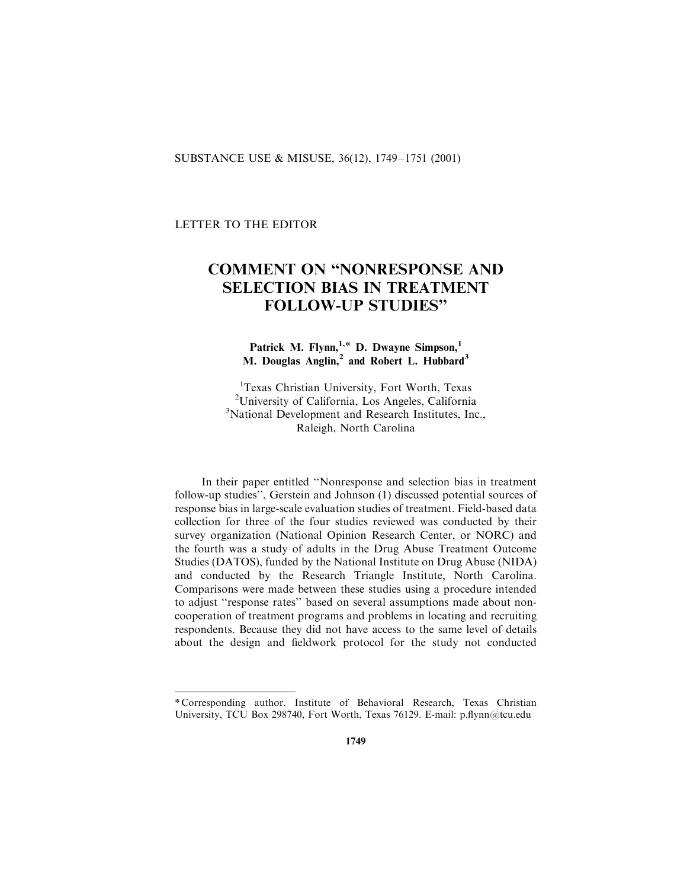LETTER TO THE EDITOR

# COMMENT ON "NONRESPONSE AND SELECTION BIAS IN TREATMENT FOLLOW-UP STUDIES"

**Patrick M. Flynn,[1,*] D. Dwayne Simpson,[1] M. Douglas Anglin,[2] and Robert L. Hubbard[3]**

[1]Texas Christian University, Fort Worth, Texas
[2]University of California, Los Angeles, California
[3]National Development and Research Institutes, Inc., Raleigh, North Carolina

In their paper entitled "Nonresponse and selection bias in treatment follow-up studies", Gerstein and Johnson (1) discussed potential sources of response bias in large-scale evaluation studies of treatment. Field-based data collection for three of the four studies reviewed was conducted by their survey organization (National Opinion Research Center, or NORC) and the fourth was a study of adults in the Drug Abuse Treatment Outcome Studies (DATOS), funded by the National Institute on Drug Abuse (NIDA) and conducted by the Research Triangle Institute, North Carolina. Comparisons were made between these studies using a procedure intended to adjust "response rates" based on several assumptions made about non-cooperation of treatment programs and problems in locating and recruiting respondents. Because they did not have access to the same level of details about the design and fieldwork protocol for the study not conducted

---

*Corresponding author. Institute of Behavioral Research, Texas Christian University, TCU Box 298740, Fort Worth, Texas 76129. E-mail: p.flynn@tcu.edu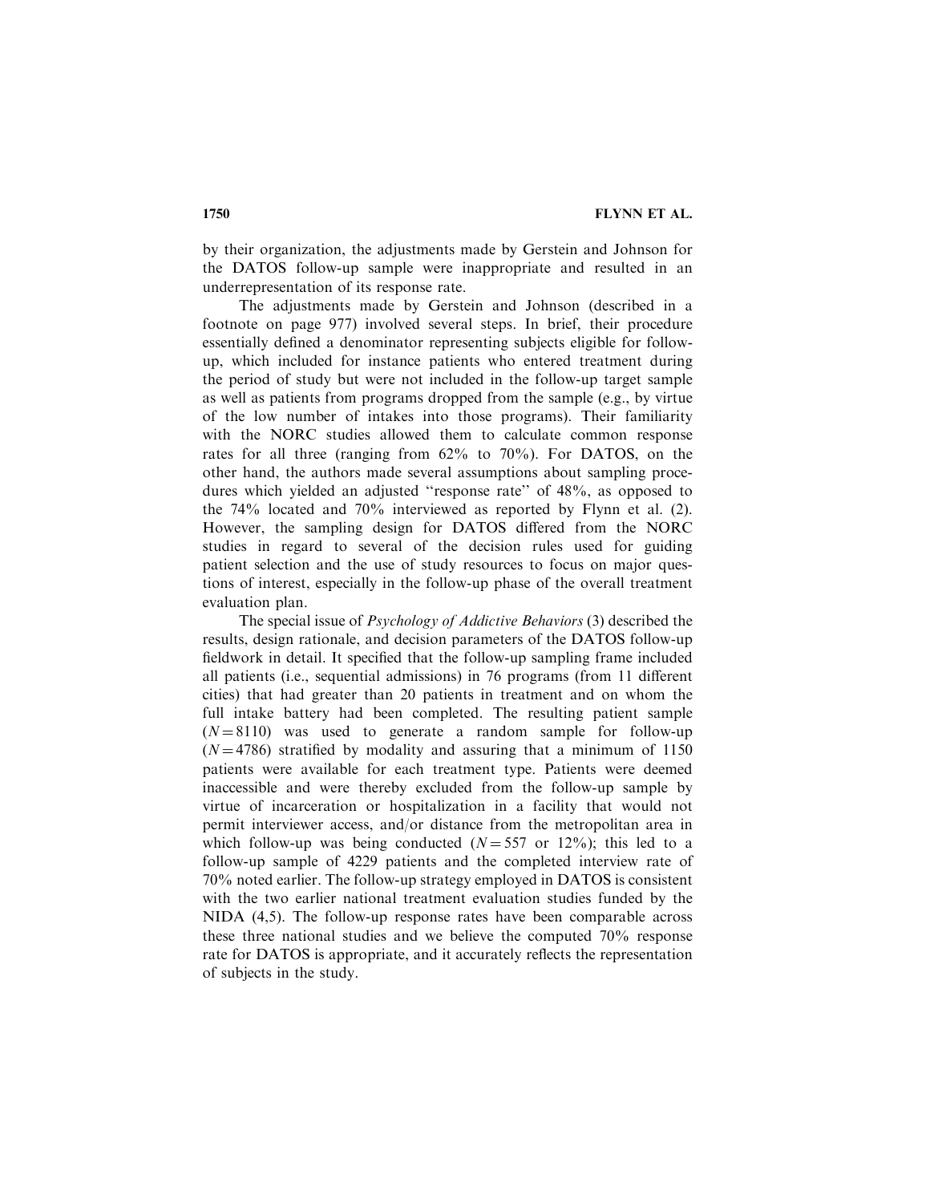by their organization, the adjustments made by Gerstein and Johnson for the DATOS follow-up sample were inappropriate and resulted in an underrepresentation of its response rate.

The adjustments made by Gerstein and Johnson (described in a footnote on page 977) involved several steps. In brief, their procedure essentially defined a denominator representing subjects eligible for follow-up, which included for instance patients who entered treatment during the period of study but were not included in the follow-up target sample as well as patients from programs dropped from the sample (e.g., by virtue of the low number of intakes into those programs). Their familiarity with the NORC studies allowed them to calculate common response rates for all three (ranging from 62% to 70%). For DATOS, on the other hand, the authors made several assumptions about sampling procedures which yielded an adjusted "response rate" of 48%, as opposed to the 74% located and 70% interviewed as reported by Flynn et al. (2). However, the sampling design for DATOS differed from the NORC studies in regard to several of the decision rules used for guiding patient selection and the use of study resources to focus on major questions of interest, especially in the follow-up phase of the overall treatment evaluation plan.

The special issue of *Psychology of Addictive Behaviors* (3) described the results, design rationale, and decision parameters of the DATOS follow-up fieldwork in detail. It specified that the follow-up sampling frame included all patients (i.e., sequential admissions) in 76 programs (from 11 different cities) that had greater than 20 patients in treatment and on whom the full intake battery had been completed. The resulting patient sample ($N = 8110$) was used to generate a random sample for follow-up ($N = 4786$) stratified by modality and assuring that a minimum of 1150 patients were available for each treatment type. Patients were deemed inaccessible and were thereby excluded from the follow-up sample by virtue of incarceration or hospitalization in a facility that would not permit interviewer access, and/or distance from the metropolitan area in which follow-up was being conducted ($N = 557$ or 12%); this led to a follow-up sample of 4229 patients and the completed interview rate of 70% noted earlier. The follow-up strategy employed in DATOS is consistent with the two earlier national treatment evaluation studies funded by the NIDA (4,5). The follow-up response rates have been comparable across these three national studies and we believe the computed 70% response rate for DATOS is appropriate, and it accurately reflects the representation of subjects in the study.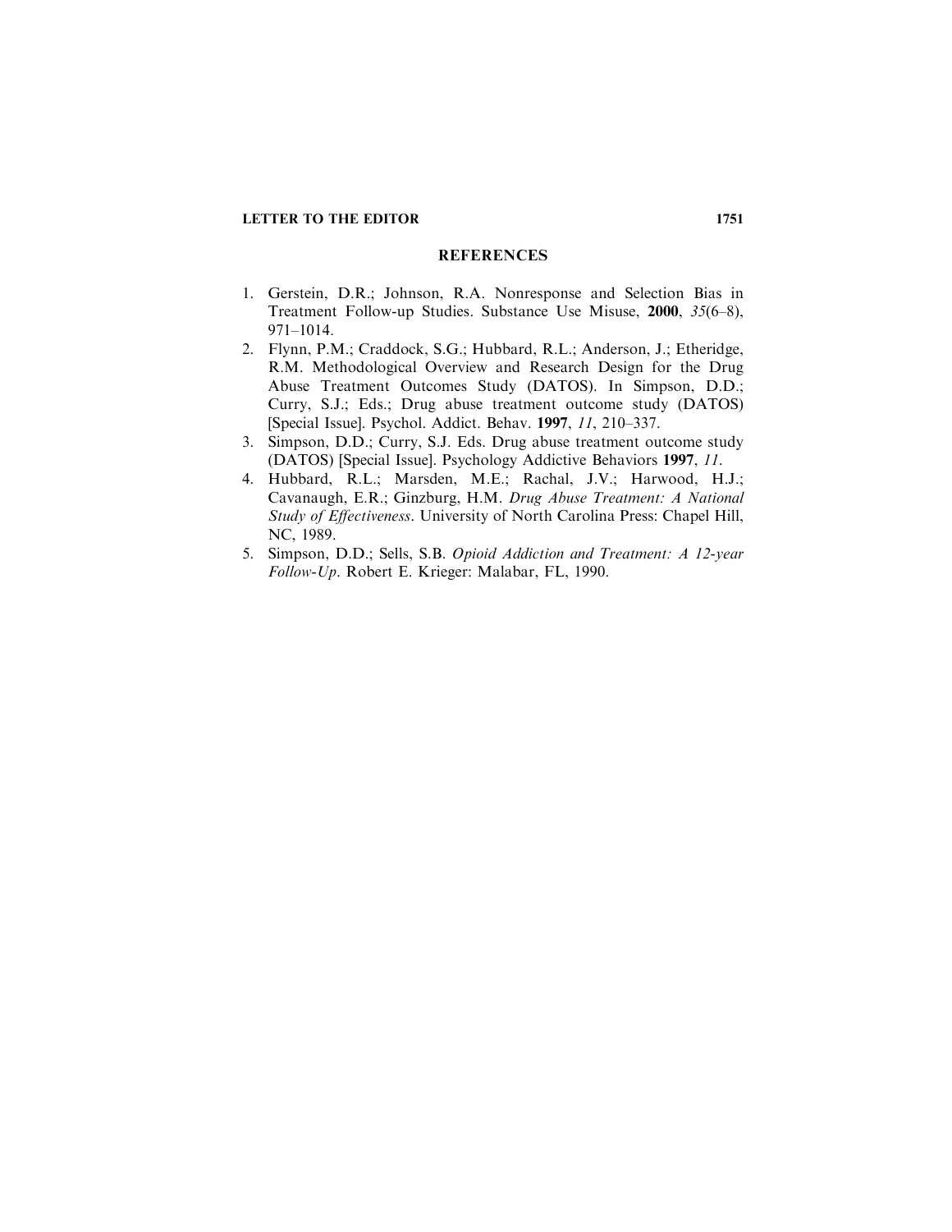## REFERENCES

1. Gerstein, D.R.; Johnson, R.A. Nonresponse and Selection Bias in Treatment Follow-up Studies. Substance Use Misuse, **2000**, *35*(6–8), 971–1014.
2. Flynn, P.M.; Craddock, S.G.; Hubbard, R.L.; Anderson, J.; Etheridge, R.M. Methodological Overview and Research Design for the Drug Abuse Treatment Outcomes Study (DATOS). In Simpson, D.D.; Curry, S.J.; Eds.; Drug abuse treatment outcome study (DATOS) [Special Issue]. Psychol. Addict. Behav. **1997**, *11*, 210–337.
3. Simpson, D.D.; Curry, S.J. Eds. Drug abuse treatment outcome study (DATOS) [Special Issue]. Psychology Addictive Behaviors **1997**, *11*.
4. Hubbard, R.L.; Marsden, M.E.; Rachal, J.V.; Harwood, H.J.; Cavanaugh, E.R.; Ginzburg, H.M. *Drug Abuse Treatment: A National Study of Effectiveness*. University of North Carolina Press: Chapel Hill, NC, 1989.
5. Simpson, D.D.; Sells, S.B. *Opioid Addiction and Treatment: A 12-year Follow-Up*. Robert E. Krieger: Malabar, FL, 1990.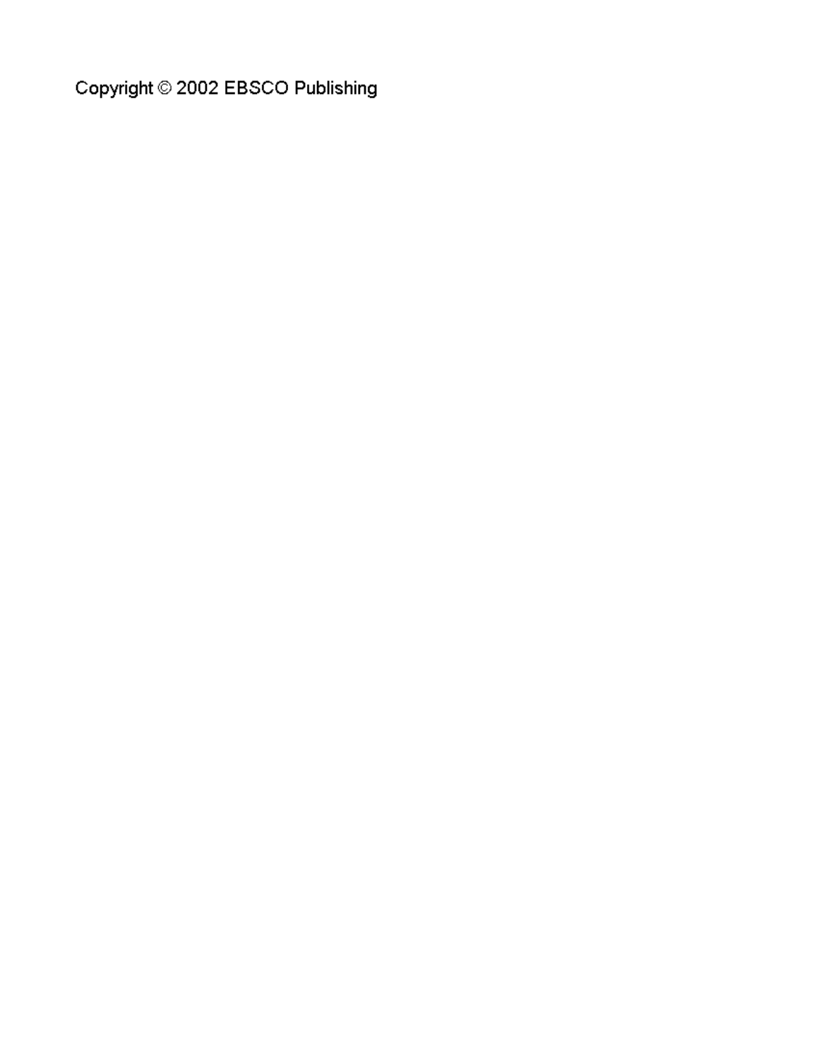Copyright © 2002 EBSCO Publishing